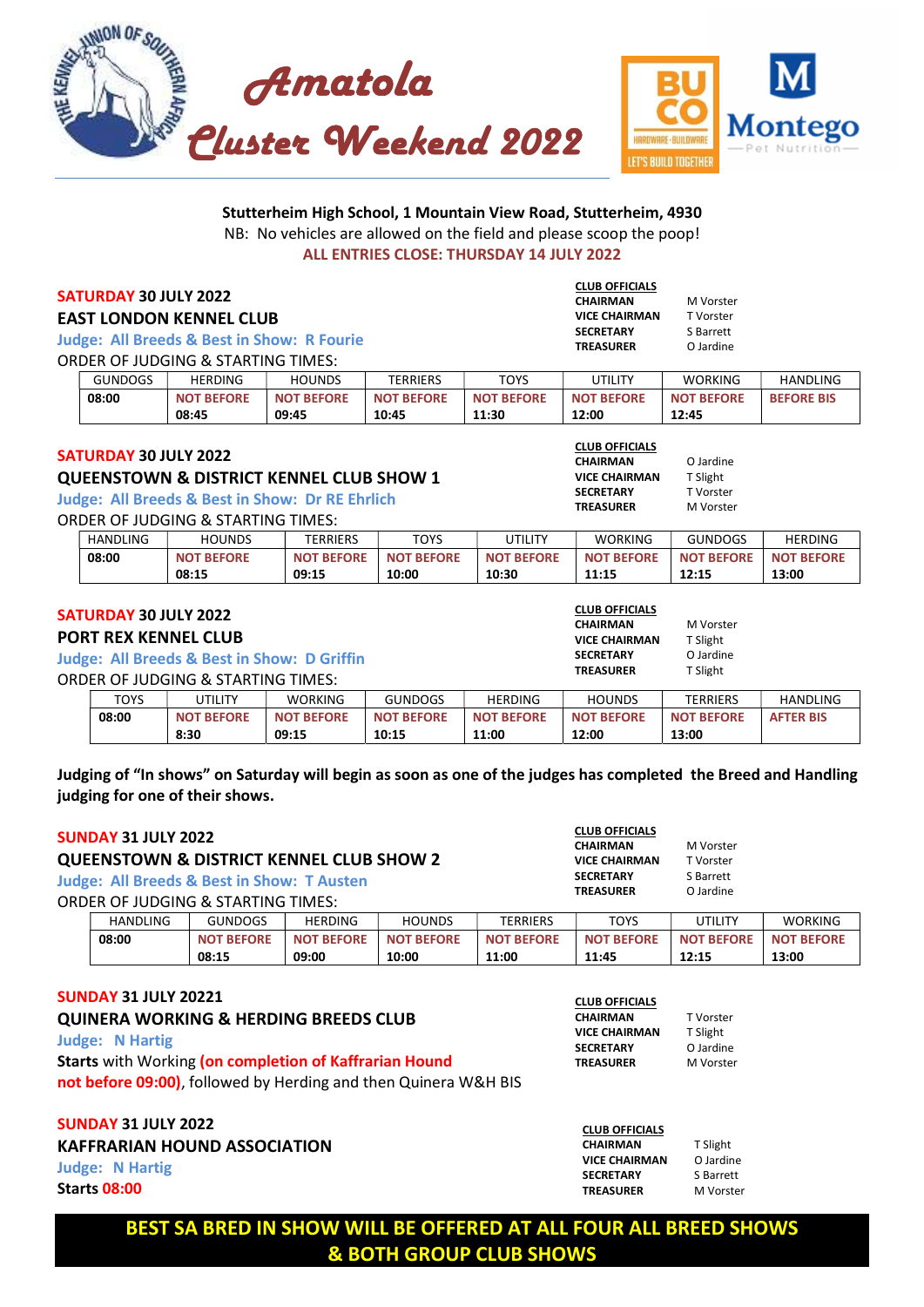# Amatola Cluster Weekend 2022

**Stutterheim High School, 1 Mountain View Road, Stutterheim, 4930**

NB: No vehicles are allowed on the field and please scoop the poop!

**ALL ENTRIES CLOSE: THURSDAY 14 JULY 2022**

## SATURDAY 30 JULY 2022

### EAST LONDON KENNEL CLUB

**Judge: All Breeds & Best in Show: R Fourie**

ORDER OF JUDGING & STARTING TIMES:

| GUNDOGS | HERDING | HOUNDS | TERRIERS | TOYS | UTILITY | WORKING | HANDLING |
|---|---|---|---|---|---|---|---|
| **08:00** | **NOT BEFORE 08:45** | **NOT BEFORE 09:45** | **NOT BEFORE 10:45** | **NOT BEFORE 11:30** | **NOT BEFORE 12:00** | **NOT BEFORE 12:45** | **BEFORE BIS** |

**CLUB OFFICIALS**

| | |
|---|---|
| CHAIRMAN | M Vorster |
| VICE CHAIRMAN | T Vorster |
| SECRETARY | S Barrett |
| TREASURER | O Jardine |

## SATURDAY 30 JULY 2022

### QUEENSTOWN & DISTRICT KENNEL CLUB SHOW 1

**Judge: All Breeds & Best in Show: Dr RE Ehrlich**

ORDER OF JUDGING & STARTING TIMES:

| HANDLING | HOUNDS | TERRIERS | TOYS | UTILITY | WORKING | GUNDOGS | HERDING |
|---|---|---|---|---|---|---|---|
| **08:00** | **NOT BEFORE 08:15** | **NOT BEFORE 09:15** | **NOT BEFORE 10:00** | **NOT BEFORE 10:30** | **NOT BEFORE 11:15** | **NOT BEFORE 12:15** | **NOT BEFORE 13:00** |

**CLUB OFFICIALS**

| | |
|---|---|
| CHAIRMAN | O Jardine |
| VICE CHAIRMAN | T Slight |
| SECRETARY | T Vorster |
| TREASURER | M Vorster |

## SATURDAY 30 JULY 2022

### PORT REX KENNEL CLUB

**Judge: All Breeds & Best in Show: D Griffin**

ORDER OF JUDGING & STARTING TIMES:

| TOYS | UTILITY | WORKING | GUNDOGS | HERDING | HOUNDS | TERRIERS | HANDLING |
|---|---|---|---|---|---|---|---|
| **08:00** | **NOT BEFORE 8:30** | **NOT BEFORE 09:15** | **NOT BEFORE 10:15** | **NOT BEFORE 11:00** | **NOT BEFORE 12:00** | **NOT BEFORE 13:00** | **AFTER BIS** |

**CLUB OFFICIALS**

| | |
|---|---|
| CHAIRMAN | M Vorster |
| VICE CHAIRMAN | T Slight |
| SECRETARY | O Jardine |
| TREASURER | T Slight |

**Judging of "In shows" on Saturday will begin as soon as one of the judges has completed the Breed and Handling judging for one of their shows.**

## SUNDAY 31 JULY 2022

### QUEENSTOWN & DISTRICT KENNEL CLUB SHOW 2

**Judge: All Breeds & Best in Show: T Austen**

ORDER OF JUDGING & STARTING TIMES:

| HANDLING | GUNDOGS | HERDING | HOUNDS | TERRIERS | TOYS | UTILITY | WORKING |
|---|---|---|---|---|---|---|---|
| **08:00** | **NOT BEFORE 08:15** | **NOT BEFORE 09:00** | **NOT BEFORE 10:00** | **NOT BEFORE 11:00** | **NOT BEFORE 11:45** | **NOT BEFORE 12:15** | **NOT BEFORE 13:00** |

**CLUB OFFICIALS**

| | |
|---|---|
| CHAIRMAN | M Vorster |
| VICE CHAIRMAN | T Vorster |
| SECRETARY | S Barrett |
| TREASURER | O Jardine |

## SUNDAY 31 JULY 20221

### QUINERA WORKING & HERDING BREEDS CLUB

**Judge: N Hartig**

**Starts** with Working **(on completion of Kaffrarian Hound not before 09:00)**, followed by Herding and then Quinera W&H BIS

**CLUB OFFICIALS**

| | |
|---|---|
| CHAIRMAN | T Vorster |
| VICE CHAIRMAN | T Slight |
| SECRETARY | O Jardine |
| TREASURER | M Vorster |

## SUNDAY 31 JULY 2022

### KAFFRARIAN HOUND ASSOCIATION

**Judge: N Hartig**

**Starts 08:00**

**CLUB OFFICIALS**

| | |
|---|---|
| CHAIRMAN | T Slight |
| VICE CHAIRMAN | O Jardine |
| SECRETARY | S Barrett |
| TREASURER | M Vorster |

**BEST SA BRED IN SHOW WILL BE OFFERED AT ALL FOUR ALL BREED SHOWS & BOTH GROUP CLUB SHOWS**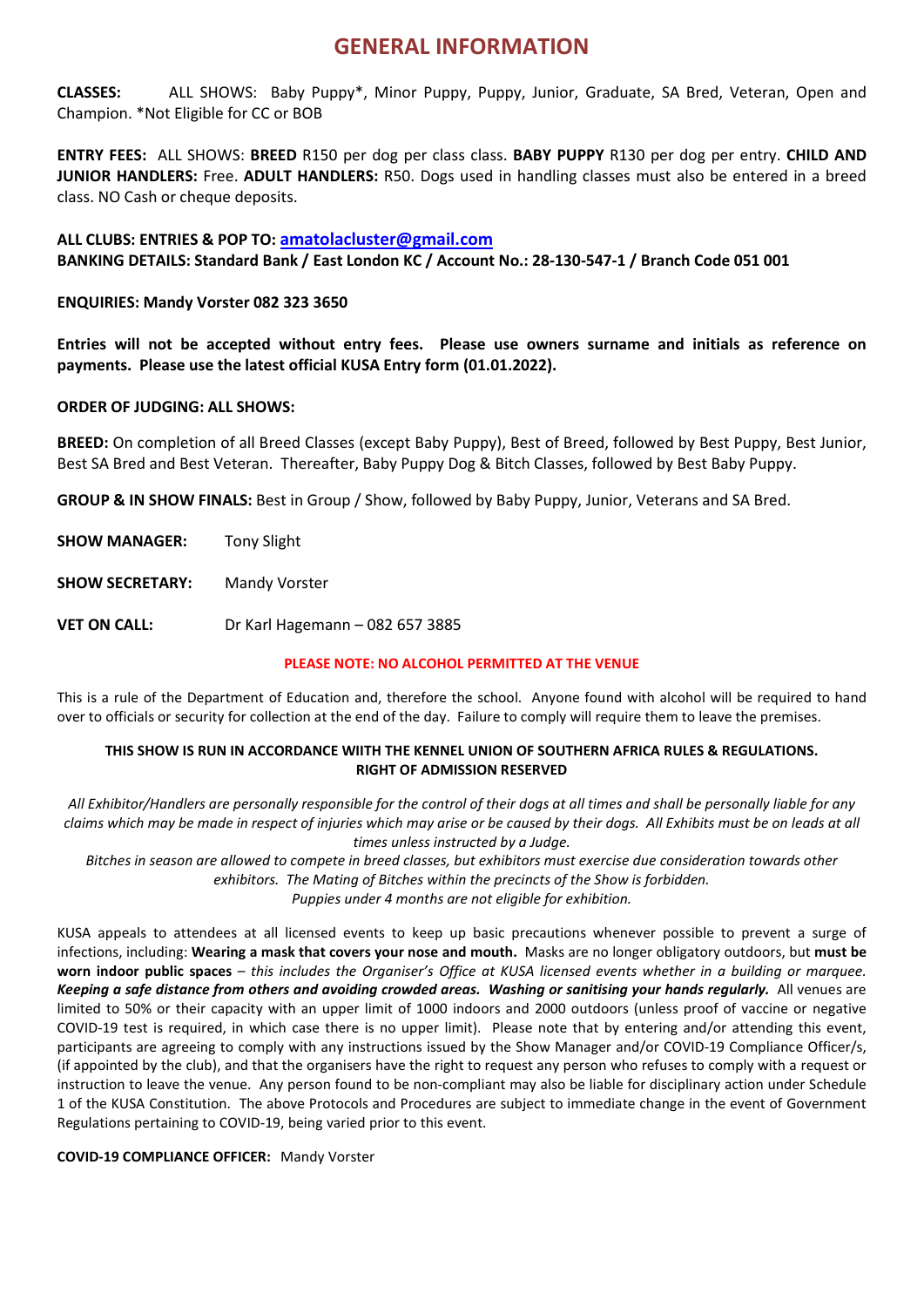# GENERAL INFORMATION

**CLASSES:** ALL SHOWS: Baby Puppy*, Minor Puppy, Puppy, Junior, Graduate, SA Bred, Veteran, Open and Champion. *Not Eligible for CC or BOB

**ENTRY FEES:** ALL SHOWS: **BREED** R150 per dog per class class. **BABY PUPPY** R130 per dog per entry. **CHILD AND JUNIOR HANDLERS:** Free. **ADULT HANDLERS:** R50. Dogs used in handling classes must also be entered in a breed class. NO Cash or cheque deposits.

**ALL CLUBS: ENTRIES & POP TO: amatolacluster@gmail.com**
**BANKING DETAILS: Standard Bank / East London KC / Account No.: 28-130-547-1 / Branch Code 051 001**

**ENQUIRIES: Mandy Vorster 082 323 3650**

**Entries will not be accepted without entry fees. Please use owners surname and initials as reference on payments. Please use the latest official KUSA Entry form (01.01.2022).**

**ORDER OF JUDGING: ALL SHOWS:**

**BREED:** On completion of all Breed Classes (except Baby Puppy), Best of Breed, followed by Best Puppy, Best Junior, Best SA Bred and Best Veteran. Thereafter, Baby Puppy Dog & Bitch Classes, followed by Best Baby Puppy.

**GROUP & IN SHOW FINALS:** Best in Group / Show, followed by Baby Puppy, Junior, Veterans and SA Bred.

**SHOW MANAGER:** Tony Slight

**SHOW SECRETARY:** Mandy Vorster

**VET ON CALL:** Dr Karl Hagemann – 082 657 3885

**PLEASE NOTE: NO ALCOHOL PERMITTED AT THE VENUE**

This is a rule of the Department of Education and, therefore the school. Anyone found with alcohol will be required to hand over to officials or security for collection at the end of the day. Failure to comply will require them to leave the premises.

**THIS SHOW IS RUN IN ACCORDANCE WIITH THE KENNEL UNION OF SOUTHERN AFRICA RULES & REGULATIONS.**
**RIGHT OF ADMISSION RESERVED**

*All Exhibitor/Handlers are personally responsible for the control of their dogs at all times and shall be personally liable for any claims which may be made in respect of injuries which may arise or be caused by their dogs. All Exhibits must be on leads at all times unless instructed by a Judge.*
*Bitches in season are allowed to compete in breed classes, but exhibitors must exercise due consideration towards other exhibitors. The Mating of Bitches within the precincts of the Show is forbidden.*
*Puppies under 4 months are not eligible for exhibition.*

KUSA appeals to attendees at all licensed events to keep up basic precautions whenever possible to prevent a surge of infections, including: **Wearing a mask that covers your nose and mouth.** Masks are no longer obligatory outdoors, but **must be worn indoor public spaces** – *this includes the Organiser's Office at KUSA licensed events whether in a building or marquee.* ***Keeping a safe distance from others and avoiding crowded areas. Washing or sanitising your hands regularly.*** All venues are limited to 50% or their capacity with an upper limit of 1000 indoors and 2000 outdoors (unless proof of vaccine or negative COVID-19 test is required, in which case there is no upper limit). Please note that by entering and/or attending this event, participants are agreeing to comply with any instructions issued by the Show Manager and/or COVID-19 Compliance Officer/s, (if appointed by the club), and that the organisers have the right to request any person who refuses to comply with a request or instruction to leave the venue. Any person found to be non-compliant may also be liable for disciplinary action under Schedule 1 of the KUSA Constitution. The above Protocols and Procedures are subject to immediate change in the event of Government Regulations pertaining to COVID-19, being varied prior to this event.

**COVID-19 COMPLIANCE OFFICER:** Mandy Vorster